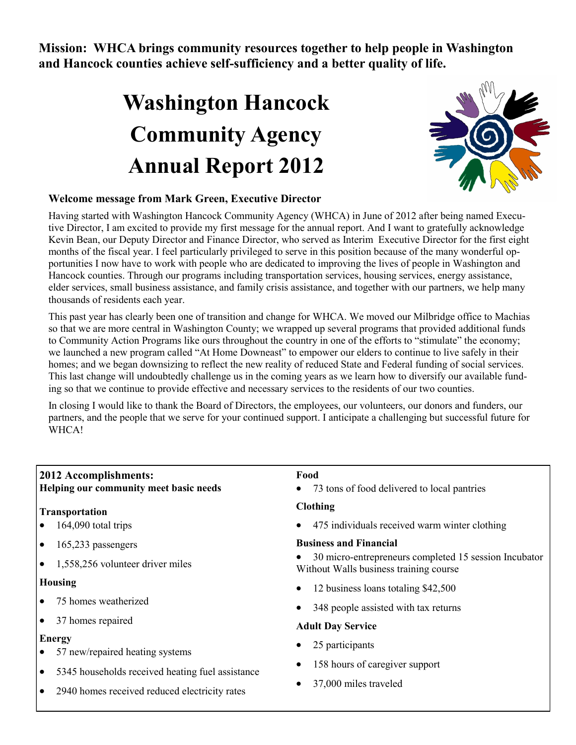**Mission: WHCA brings community resources together to help people in Washington and Hancock counties achieve self-sufficiency and a better quality of life.**

# Washington Hancock Community Agency Annual Report 2012

### Welcome message from Mark Green, Executive Director

Having started with Washington Hancock Community Agency (WHCA) in June of 2012 after being named Executive Director, I am excited to provide my first message for the annual report. And I want to gratefully acknowledge Kevin Bean, our Deputy Director and Finance Director, who served as Interim Executive Director for the first eight months of the fiscal year. I feel particularly privileged to serve in this position because of the many wonderful opportunities I now have to work with people who are dedicated to improving the lives of people in Washington and Hancock counties. Through our programs including transportation services, housing services, energy assistance, elder services, small business assistance, and family crisis assistance, and together with our partners, we help many thousands of residents each year.

This past year has clearly been one of transition and change for WHCA. We moved our Milbridge office to Machias so that we are more central in Washington County; we wrapped up several programs that provided additional funds to Community Action Programs like ours throughout the country in one of the efforts to "stimulate" the economy; we launched a new program called "At Home Downeast" to empower our elders to continue to live safely in their homes; and we began downsizing to reflect the new reality of reduced State and Federal funding of social services. This last change will undoubtedly challenge us in the coming years as we learn how to diversify our available funding so that we continue to provide effective and necessary services to the residents of our two counties.

In closing I would like to thank the Board of Directors, the employees, our volunteers, our donors and funders, our partners, and the people that we serve for your continued support. I anticipate a challenging but successful future for WHCA!

### 2012 Accomplishments:
**Helping our community meet basic needs**

**Transportation**
- 164,090 total trips
- 165,233 passengers
- 1,558,256 volunteer driver miles

**Housing**
- 75 homes weatherized
- 37 homes repaired

**Energy**
- 57 new/repaired heating systems
- 5345 households received heating fuel assistance
- 2940 homes received reduced electricity rates

**Food**
- 73 tons of food delivered to local pantries

**Clothing**
- 475 individuals received warm winter clothing

**Business and Financial**
- 30 micro-entrepreneurs completed 15 session Incubator Without Walls business training course
- 12 business loans totaling $42,500
- 348 people assisted with tax returns

**Adult Day Service**
- 25 participants
- 158 hours of caregiver support
- 37,000 miles traveled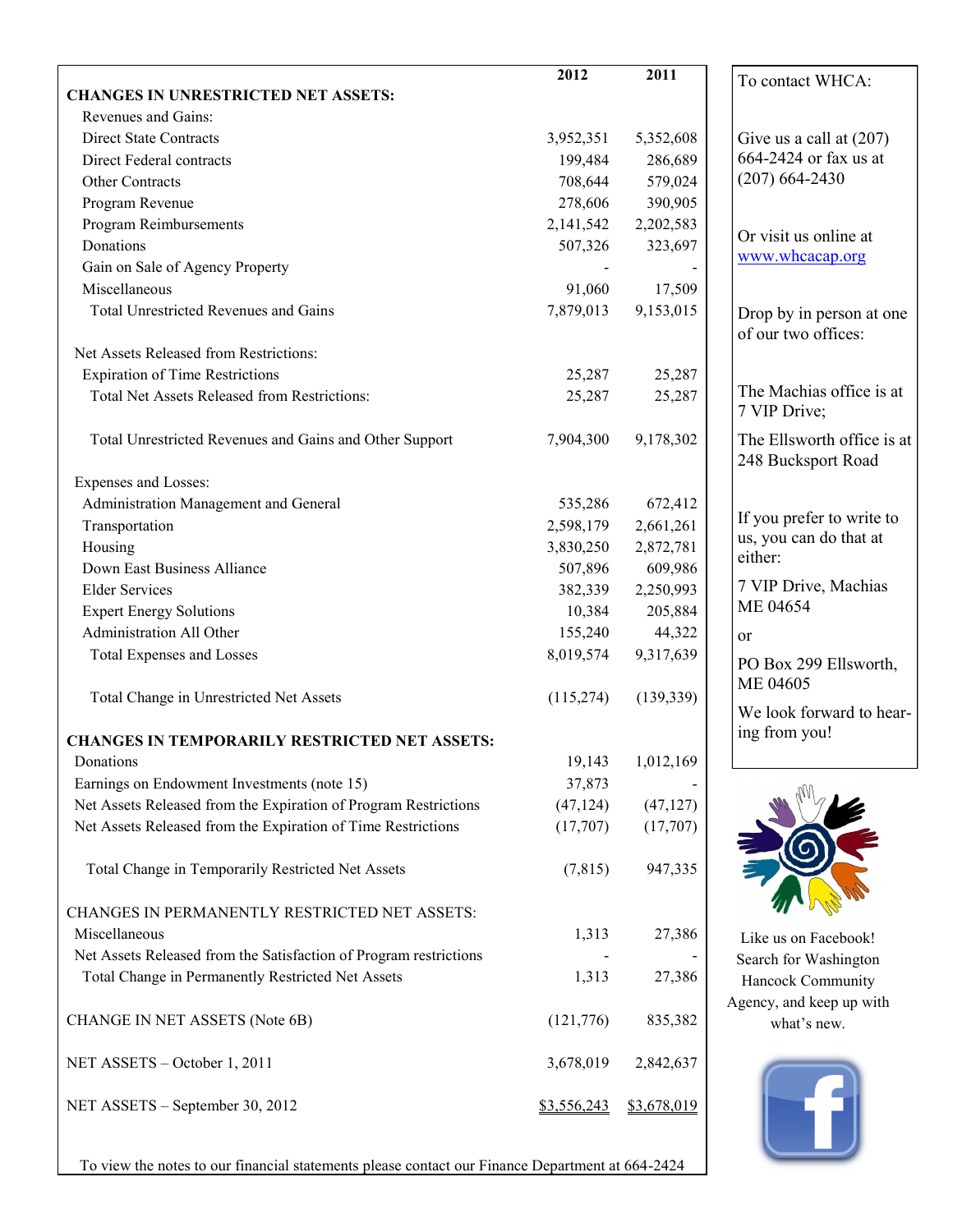| | 2012 | 2011 |
|---|---|---|
| **CHANGES IN UNRESTRICTED NET ASSETS:** | | |
| Revenues and Gains: | | |
| Direct State Contracts | 3,952,351 | 5,352,608 |
| Direct Federal contracts | 199,484 | 286,689 |
| Other Contracts | 708,644 | 579,024 |
| Program Revenue | 278,606 | 390,905 |
| Program Reimbursements | 2,141,542 | 2,202,583 |
| Donations | 507,326 | 323,697 |
| Gain on Sale of Agency Property | - | - |
| Miscellaneous | 91,060 | 17,509 |
| Total Unrestricted Revenues and Gains | 7,879,013 | 9,153,015 |
| Net Assets Released from Restrictions: | | |
| Expiration of Time Restrictions | 25,287 | 25,287 |
| Total Net Assets Released from Restrictions: | 25,287 | 25,287 |
| Total Unrestricted Revenues and Gains and Other Support | 7,904,300 | 9,178,302 |
| Expenses and Losses: | | |
| Administration Management and General | 535,286 | 672,412 |
| Transportation | 2,598,179 | 2,661,261 |
| Housing | 3,830,250 | 2,872,781 |
| Down East Business Alliance | 507,896 | 609,986 |
| Elder Services | 382,339 | 2,250,993 |
| Expert Energy Solutions | 10,384 | 205,884 |
| Administration All Other | 155,240 | 44,322 |
| Total Expenses and Losses | 8,019,574 | 9,317,639 |
| Total Change in Unrestricted Net Assets | (115,274) | (139,339) |
| **CHANGES IN TEMPORARILY RESTRICTED NET ASSETS:** | | |
| Donations | 19,143 | 1,012,169 |
| Earnings on Endowment Investments (note 15) | 37,873 | - |
| Net Assets Released from the Expiration of Program Restrictions | (47,124) | (47,127) |
| Net Assets Released from the Expiration of Time Restrictions | (17,707) | (17,707) |
| Total Change in Temporarily Restricted Net Assets | (7,815) | 947,335 |
| CHANGES IN PERMANENTLY RESTRICTED NET ASSETS: | | |
| Miscellaneous | 1,313 | 27,386 |
| Net Assets Released from the Satisfaction of Program restrictions | - | - |
| Total Change in Permanently Restricted Net Assets | 1,313 | 27,386 |
| CHANGE IN NET ASSETS (Note 6B) | (121,776) | 835,382 |
| NET ASSETS – October 1, 2011 | 3,678,019 | 2,842,637 |
| NET ASSETS – September 30, 2012 | $3,556,243 | $3,678,019 |

To view the notes to our financial statements please contact our Finance Department at 664-2424

To contact WHCA:

Give us a call at (207) 664-2424 or fax us at (207) 664-2430

Or visit us online at www.whcacap.org

Drop by in person at one of our two offices:

The Machias office is at 7 VIP Drive;

The Ellsworth office is at 248 Bucksport Road

If you prefer to write to us, you can do that at either:

7 VIP Drive, Machias ME 04654

or

PO Box 299 Ellsworth, ME 04605

We look forward to hearing from you!

Like us on Facebook! Search for Washington Hancock Community Agency, and keep up with what's new.